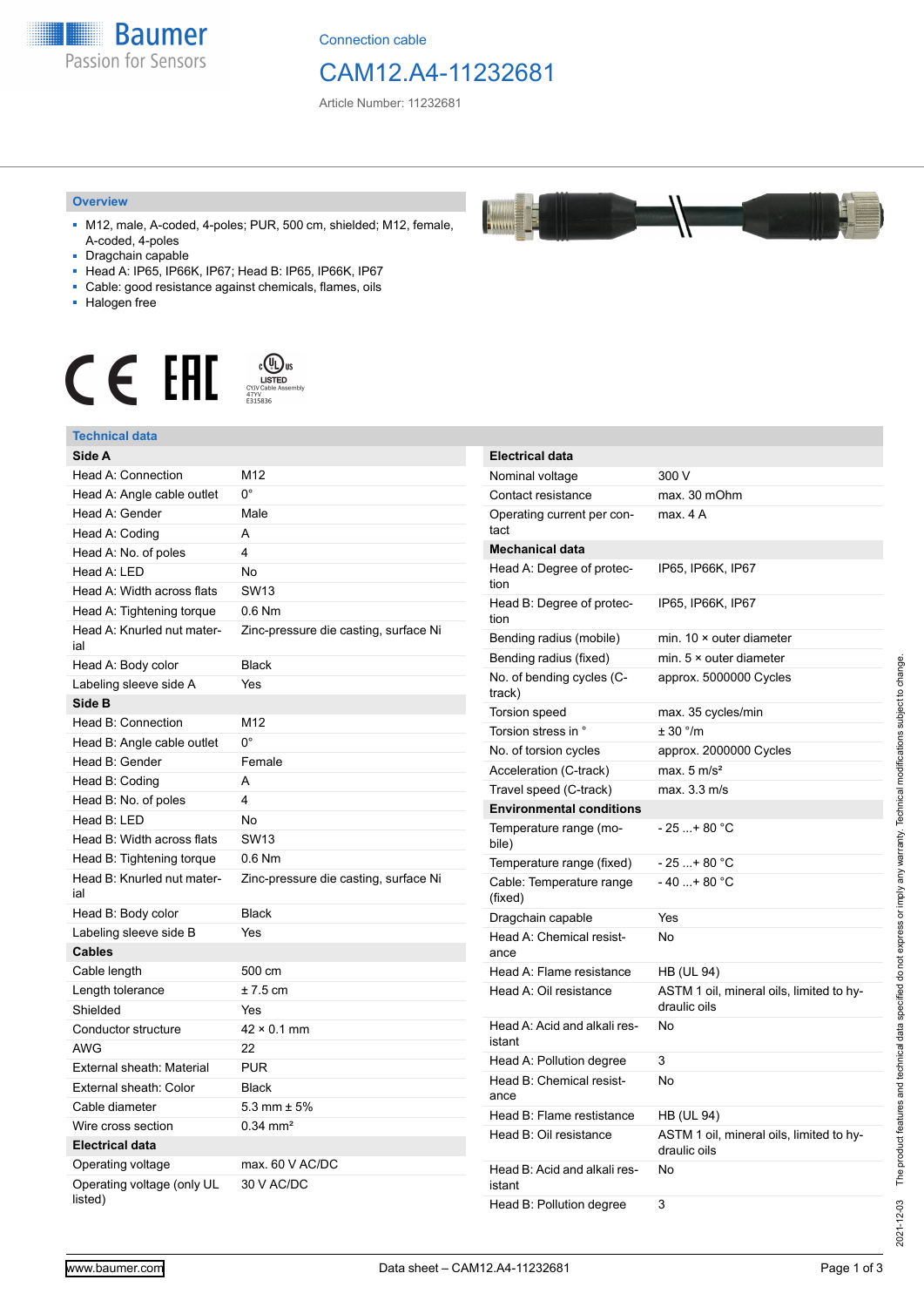Connection cable

# CAM12.A4-11232681

Article Number: 11232681

## Overview

- M12, male, A-coded, 4-poles; PUR, 500 cm, shielded; M12, female, A-coded, 4-poles
- Dragchain capable
- Head A: IP65, IP66K, IP67; Head B: IP65, IP66K, IP67
- Cable: good resistance against chemicals, flames, oils
- Halogen free

## Technical data

| **Side A** | |
|---|---|
| Head A: Connection | M12 |
| Head A: Angle cable outlet | 0° |
| Head A: Gender | Male |
| Head A: Coding | A |
| Head A: No. of poles | 4 |
| Head A: LED | No |
| Head A: Width across flats | SW13 |
| Head A: Tightening torque | 0.6 Nm |
| Head A: Knurled nut material | Zinc-pressure die casting, surface Ni |
| Head A: Body color | Black |
| Labeling sleeve side A | Yes |
| **Side B** | |
| Head B: Connection | M12 |
| Head B: Angle cable outlet | 0° |
| Head B: Gender | Female |
| Head B: Coding | A |
| Head B: No. of poles | 4 |
| Head B: LED | No |
| Head B: Width across flats | SW13 |
| Head B: Tightening torque | 0.6 Nm |
| Head B: Knurled nut material | Zinc-pressure die casting, surface Ni |
| Head B: Body color | Black |
| Labeling sleeve side B | Yes |
| **Cables** | |
| Cable length | 500 cm |
| Length tolerance | ± 7.5 cm |
| Shielded | Yes |
| Conductor structure | 42 × 0.1 mm |
| AWG | 22 |
| External sheath: Material | PUR |
| External sheath: Color | Black |
| Cable diameter | 5.3 mm ± 5% |
| Wire cross section | 0.34 mm² |
| **Electrical data** | |
| Operating voltage | max. 60 V AC/DC |
| Operating voltage (only UL listed) | 30 V AC/DC |

| **Electrical data** | |
|---|---|
| Nominal voltage | 300 V |
| Contact resistance | max. 30 mOhm |
| Operating current per contact | max. 4 A |
| **Mechanical data** | |
| Head A: Degree of protection | IP65, IP66K, IP67 |
| Head B: Degree of protection | IP65, IP66K, IP67 |
| Bending radius (mobile) | min. 10 × outer diameter |
| Bending radius (fixed) | min. 5 × outer diameter |
| No. of bending cycles (C-track) | approx. 5000000 Cycles |
| Torsion speed | max. 35 cycles/min |
| Torsion stress in ° | ± 30 °/m |
| No. of torsion cycles | approx. 2000000 Cycles |
| Acceleration (C-track) | max. 5 m/s² |
| Travel speed (C-track) | max. 3.3 m/s |
| **Environmental conditions** | |
| Temperature range (mobile) | - 25 ...+ 80 °C |
| Temperature range (fixed) | - 25 ...+ 80 °C |
| Cable: Temperature range (fixed) | - 40 ...+ 80 °C |
| Dragchain capable | Yes |
| Head A: Chemical resistance | No |
| Head A: Flame resistance | HB (UL 94) |
| Head A: Oil resistance | ASTM 1 oil, mineral oils, limited to hydraulic oils |
| Head A: Acid and alkali resistant | No |
| Head A: Pollution degree | 3 |
| Head B: Chemical resistance | No |
| Head B: Flame resistance | HB (UL 94) |
| Head B: Oil resistance | ASTM 1 oil, mineral oils, limited to hydraulic oils |
| Head B: Acid and alkali resistant | No |
| Head B: Pollution degree | 3 |

2021-12-03 The product features and technical data specified do not express or imply any warranty. Technical modifications subject to change.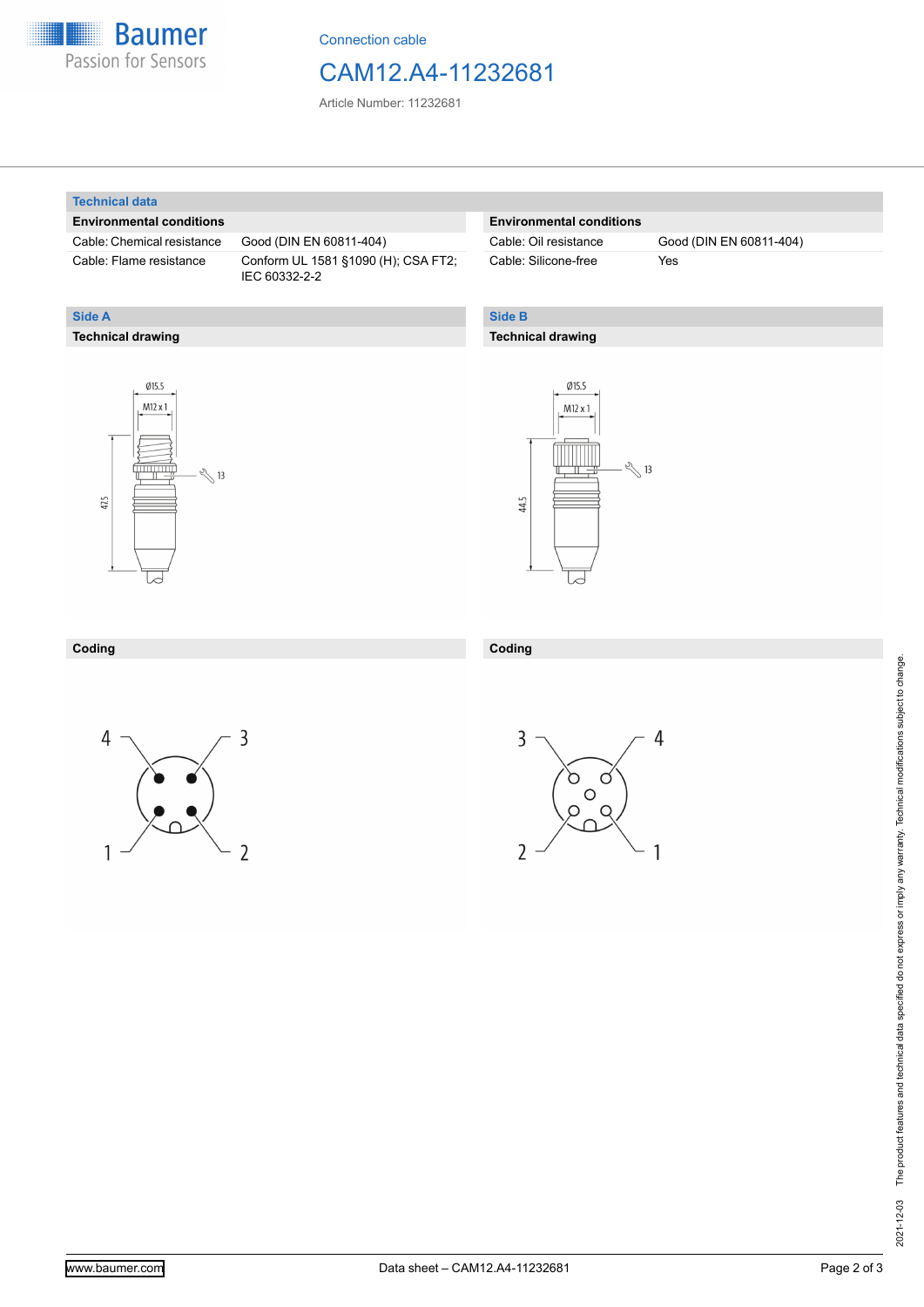Connection cable

# CAM12.A4-11232681

Article Number: 11232681

## Technical data

### Environmental conditions

| | |
|---|---|
| Cable: Chemical resistance | Good (DIN EN 60811-404) |
| Cable: Flame resistance | Conform UL 1581 §1090 (H); CSA FT2; IEC 60332-2-2 |

### Environmental conditions

| | |
|---|---|
| Cable: Oil resistance | Good (DIN EN 60811-404) |
| Cable: Silicone-free | Yes |

## Side A

### Technical drawing

Ø15.5

M12 x 1

13

47.5

### Coding

4, 3, 1, 2

## Side B

### Technical drawing

Ø15.5

M12 x 1

13

44.5

### Coding

3, 4, 2, 1

The product features and technical data specified do not express or imply any warranty. Technical modifications subject to change.

2021-12-03

www.baumer.com

Data sheet – CAM12.A4-11232681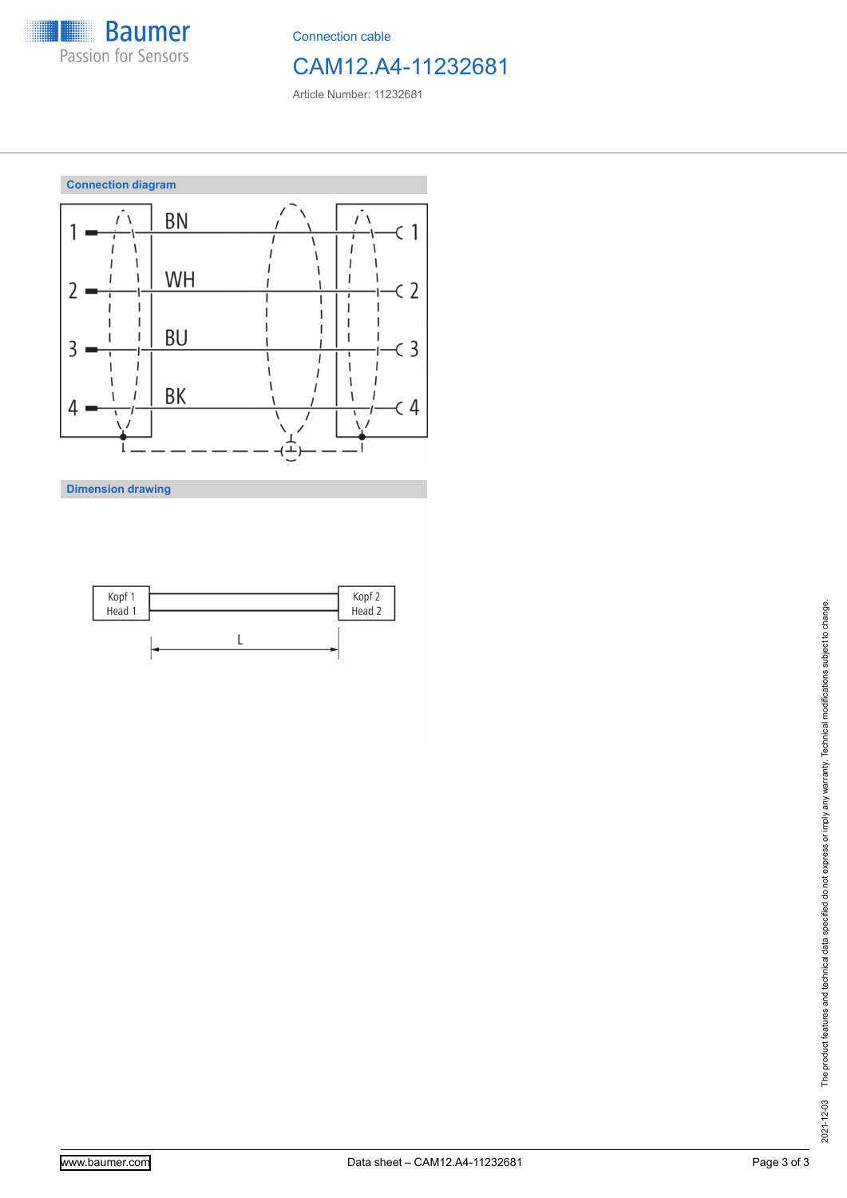Connection cable

# CAM12.A4-11232681

Article Number: 11232681

## Connection diagram

1 BN 1
2 WH 2
3 BU 3
4 BK 4

## Dimension drawing

Kopf 1
Head 1

Kopf 2
Head 2

L

2021-12-03 The product features and technical data specified do not express or imply any warranty. Technical modifications subject to change.